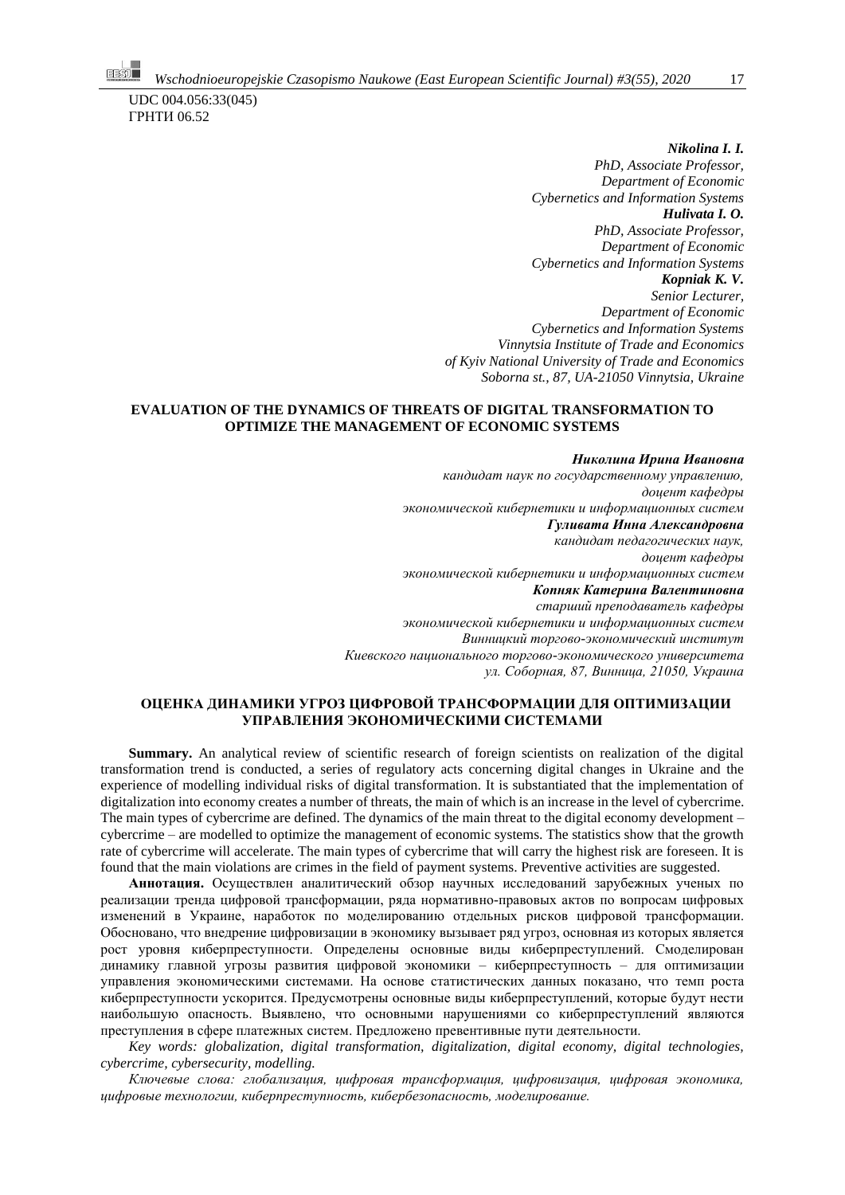UDC 004.056:33(045)
ГРНТИ 06.52

***Nikolina I. I.***
*PhD, Associate Professor,*
*Department of Economic*
*Cybernetics and Information Systems*
***Hulivata I. O.***
*PhD, Associate Professor,*
*Department of Economic*
*Cybernetics and Information Systems*
***Kopniak K. V.***
*Senior Lecturer,*
*Department of Economic*
*Cybernetics and Information Systems*
*Vinnytsia Institute of Trade and Economics*
*of Kyiv National University of Trade and Economics*
*Soborna st., 87, UA-21050 Vinnytsia, Ukraine*

## EVALUATION OF THE DYNAMICS OF THREATS OF DIGITAL TRANSFORMATION TO OPTIMIZE THE MANAGEMENT OF ECONOMIC SYSTEMS

***Николина Ирина Ивановна***
*кандидат наук по государственному управлению,*
*доцент кафедры*
*экономической кибернетики и информационных систем*
***Гуливата Инна Александровна***
*кандидат педагогических наук,*
*доцент кафедры*
*экономической кибернетики и информационных систем*
***Копняк Катерина Валентиновна***
*старший преподаватель кафедры*
*экономической кибернетики и информационных систем*
*Винницкий торгово-экономический институт*
*Киевского национального торгово-экономического университета*
*ул. Соборная, 87, Винница, 21050, Украина*

## ОЦЕНКА ДИНАМИКИ УГРОЗ ЦИФРОВОЙ ТРАНСФОРМАЦИИ ДЛЯ ОПТИМИЗАЦИИ УПРАВЛЕНИЯ ЭКОНОМИЧЕСКИМИ СИСТЕМАМИ

**Summary.** An analytical review of scientific research of foreign scientists on realization of the digital transformation trend is conducted, a series of regulatory acts concerning digital changes in Ukraine and the experience of modelling individual risks of digital transformation. It is substantiated that the implementation of digitalization into economy creates a number of threats, the main of which is an increase in the level of cybercrime. The main types of cybercrime are defined. The dynamics of the main threat to the digital economy development – cybercrime – are modelled to optimize the management of economic systems. The statistics show that the growth rate of cybercrime will accelerate. The main types of cybercrime that will carry the highest risk are foreseen. It is found that the main violations are crimes in the field of payment systems. Preventive activities are suggested.

**Аннотация.** Осуществлен аналитический обзор научных исследований зарубежных ученых по реализации тренда цифровой трансформации, ряда нормативно-правовых актов по вопросам цифровых изменений в Украине, наработок по моделированию отдельных рисков цифровой трансформации. Обосновано, что внедрение цифровизации в экономику вызывает ряд угроз, основная из которых является рост уровня киберпреступности. Определены основные виды киберпреступлений. Смоделирован динамику главной угрозы развития цифровой экономики – киберпреступность – для оптимизации управления экономическими системами. На основе статистических данных показано, что темп роста киберпреступности ускорится. Предусмотрены основные виды киберпреступлений, которые будут нести наибольшую опасность. Выявлено, что основными нарушениями со киберпреступлений являются преступления в сфере платежных систем. Предложено превентивные пути деятельности.

*Key words: globalization, digital transformation, digitalization, digital economy, digital technologies, cybercrime, cybersecurity, modelling.*

*Ключевые слова: глобализация, цифровая трансформация, цифровизация, цифровая экономика, цифровые технологии, киберпреступность, кибербезопасность, моделирование.*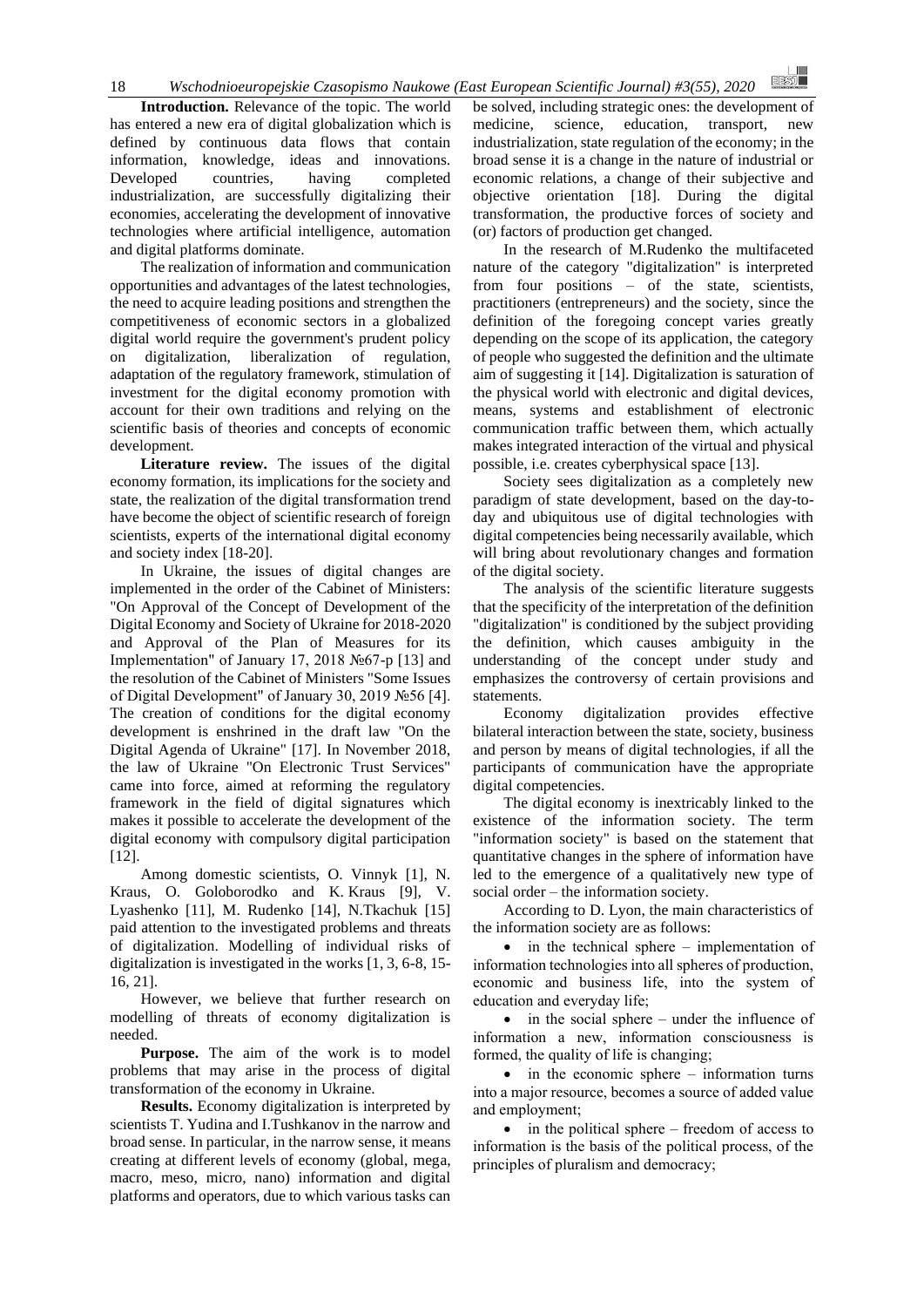**Introduction.** Relevance of the topic. The world has entered a new era of digital globalization which is defined by continuous data flows that contain information, knowledge, ideas and innovations. Developed countries, having completed industrialization, are successfully digitalizing their economies, accelerating the development of innovative technologies where artificial intelligence, automation and digital platforms dominate.

The realization of information and communication opportunities and advantages of the latest technologies, the need to acquire leading positions and strengthen the competitiveness of economic sectors in a globalized digital world require the government's prudent policy on digitalization, liberalization of regulation, adaptation of the regulatory framework, stimulation of investment for the digital economy promotion with account for their own traditions and relying on the scientific basis of theories and concepts of economic development.

**Literature review.** The issues of the digital economy formation, its implications for the society and state, the realization of the digital transformation trend have become the object of scientific research of foreign scientists, experts of the international digital economy and society index [18-20].

In Ukraine, the issues of digital changes are implemented in the order of the Cabinet of Ministers: "On Approval of the Concept of Development of the Digital Economy and Society of Ukraine for 2018-2020 and Approval of the Plan of Measures for its Implementation" of January 17, 2018 №67-p [13] and the resolution of the Cabinet of Ministers "Some Issues of Digital Development" of January 30, 2019 №56 [4]. The creation of conditions for the digital economy development is enshrined in the draft law "On the Digital Agenda of Ukraine" [17]. In November 2018, the law of Ukraine "On Electronic Trust Services" came into force, aimed at reforming the regulatory framework in the field of digital signatures which makes it possible to accelerate the development of the digital economy with compulsory digital participation [12].

Among domestic scientists, O. Vinnyk [1], N. Kraus, O. Goloborodko and K. Kraus [9], V. Lyashenko [11], M. Rudenko [14], N.Tkachuk [15] paid attention to the investigated problems and threats of digitalization. Modelling of individual risks of digitalization is investigated in the works [1, 3, 6-8, 15-16, 21].

However, we believe that further research on modelling of threats of economy digitalization is needed.

**Purpose.** The aim of the work is to model problems that may arise in the process of digital transformation of the economy in Ukraine.

**Results.** Economy digitalization is interpreted by scientists T. Yudina and I.Tushkanov in the narrow and broad sense. In particular, in the narrow sense, it means creating at different levels of economy (global, mega, macro, meso, micro, nano) information and digital platforms and operators, due to which various tasks can be solved, including strategic ones: the development of medicine, science, education, transport, new industrialization, state regulation of the economy; in the broad sense it is a change in the nature of industrial or economic relations, a change of their subjective and objective orientation [18]. During the digital transformation, the productive forces of society and (or) factors of production get changed.

In the research of M.Rudenko the multifaceted nature of the category "digitalization" is interpreted from four positions – of the state, scientists, practitioners (entrepreneurs) and the society, since the definition of the foregoing concept varies greatly depending on the scope of its application, the category of people who suggested the definition and the ultimate aim of suggesting it [14]. Digitalization is saturation of the physical world with electronic and digital devices, means, systems and establishment of electronic communication traffic between them, which actually makes integrated interaction of the virtual and physical possible, i.e. creates cyberphysical space [13].

Society sees digitalization as a completely new paradigm of state development, based on the day-to-day and ubiquitous use of digital technologies with digital competencies being necessarily available, which will bring about revolutionary changes and formation of the digital society.

The analysis of the scientific literature suggests that the specificity of the interpretation of the definition "digitalization" is conditioned by the subject providing the definition, which causes ambiguity in the understanding of the concept under study and emphasizes the controversy of certain provisions and statements.

Economy digitalization provides effective bilateral interaction between the state, society, business and person by means of digital technologies, if all the participants of communication have the appropriate digital competencies.

The digital economy is inextricably linked to the existence of the information society. The term "information society" is based on the statement that quantitative changes in the sphere of information have led to the emergence of a qualitatively new type of social order – the information society.

According to D. Lyon, the main characteristics of the information society are as follows:

- in the technical sphere – implementation of information technologies into all spheres of production, economic and business life, into the system of education and everyday life;
- in the social sphere – under the influence of information a new, information consciousness is formed, the quality of life is changing;
- in the economic sphere – information turns into a major resource, becomes a source of added value and employment;
- in the political sphere – freedom of access to information is the basis of the political process, of the principles of pluralism and democracy;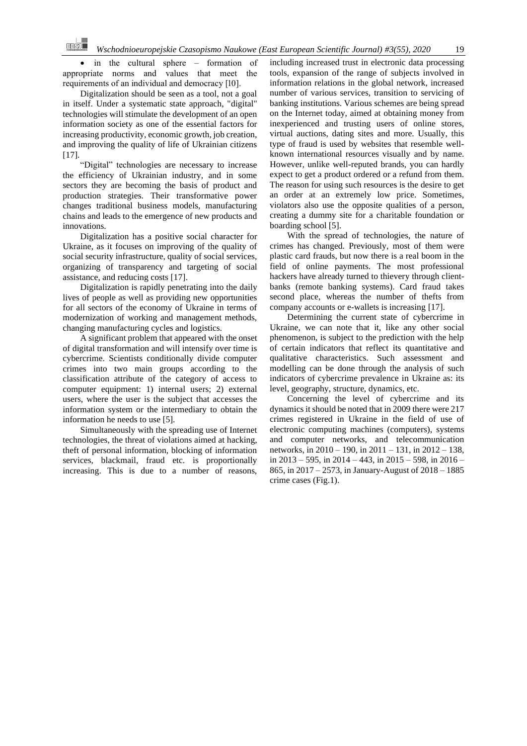- in the cultural sphere – formation of appropriate norms and values that meet the requirements of an individual and democracy [10].

Digitalization should be seen as a tool, not a goal in itself. Under a systematic state approach, "digital" technologies will stimulate the development of an open information society as one of the essential factors for increasing productivity, economic growth, job creation, and improving the quality of life of Ukrainian citizens [17].

"Digital" technologies are necessary to increase the efficiency of Ukrainian industry, and in some sectors they are becoming the basis of product and production strategies. Their transformative power changes traditional business models, manufacturing chains and leads to the emergence of new products and innovations.

Digitalization has a positive social character for Ukraine, as it focuses on improving of the quality of social security infrastructure, quality of social services, organizing of transparency and targeting of social assistance, and reducing costs [17].

Digitalization is rapidly penetrating into the daily lives of people as well as providing new opportunities for all sectors of the economy of Ukraine in terms of modernization of working and management methods, changing manufacturing cycles and logistics.

A significant problem that appeared with the onset of digital transformation and will intensify over time is cybercrime. Scientists conditionally divide computer crimes into two main groups according to the classification attribute of the category of access to computer equipment: 1) internal users; 2) external users, where the user is the subject that accesses the information system or the intermediary to obtain the information he needs to use [5].

Simultaneously with the spreading use of Internet technologies, the threat of violations aimed at hacking, theft of personal information, blocking of information services, blackmail, fraud etc. is proportionally increasing. This is due to a number of reasons, including increased trust in electronic data processing tools, expansion of the range of subjects involved in information relations in the global network, increased number of various services, transition to servicing of banking institutions. Various schemes are being spread on the Internet today, aimed at obtaining money from inexperienced and trusting users of online stores, virtual auctions, dating sites and more. Usually, this type of fraud is used by websites that resemble well-known international resources visually and by name. However, unlike well-reputed brands, you can hardly expect to get a product ordered or a refund from them. The reason for using such resources is the desire to get an order at an extremely low price. Sometimes, violators also use the opposite qualities of a person, creating a dummy site for a charitable foundation or boarding school [5].

With the spread of technologies, the nature of crimes has changed. Previously, most of them were plastic card frauds, but now there is a real boom in the field of online payments. The most professional hackers have already turned to thievery through client-banks (remote banking systems). Card fraud takes second place, whereas the number of thefts from company accounts or e-wallets is increasing [17].

Determining the current state of cybercrime in Ukraine, we can note that it, like any other social phenomenon, is subject to the prediction with the help of certain indicators that reflect its quantitative and qualitative characteristics. Such assessment and modelling can be done through the analysis of such indicators of cybercrime prevalence in Ukraine as: its level, geography, structure, dynamics, etc.

Concerning the level of cybercrime and its dynamics it should be noted that in 2009 there were 217 crimes registered in Ukraine in the field of use of electronic computing machines (computers), systems and computer networks, and telecommunication networks, in 2010 – 190, in 2011 – 131, in 2012 – 138, in 2013 – 595, in 2014 – 443, in 2015 – 598, in 2016 – 865, in 2017 – 2573, in January-August of 2018 – 1885 crime cases (Fig.1).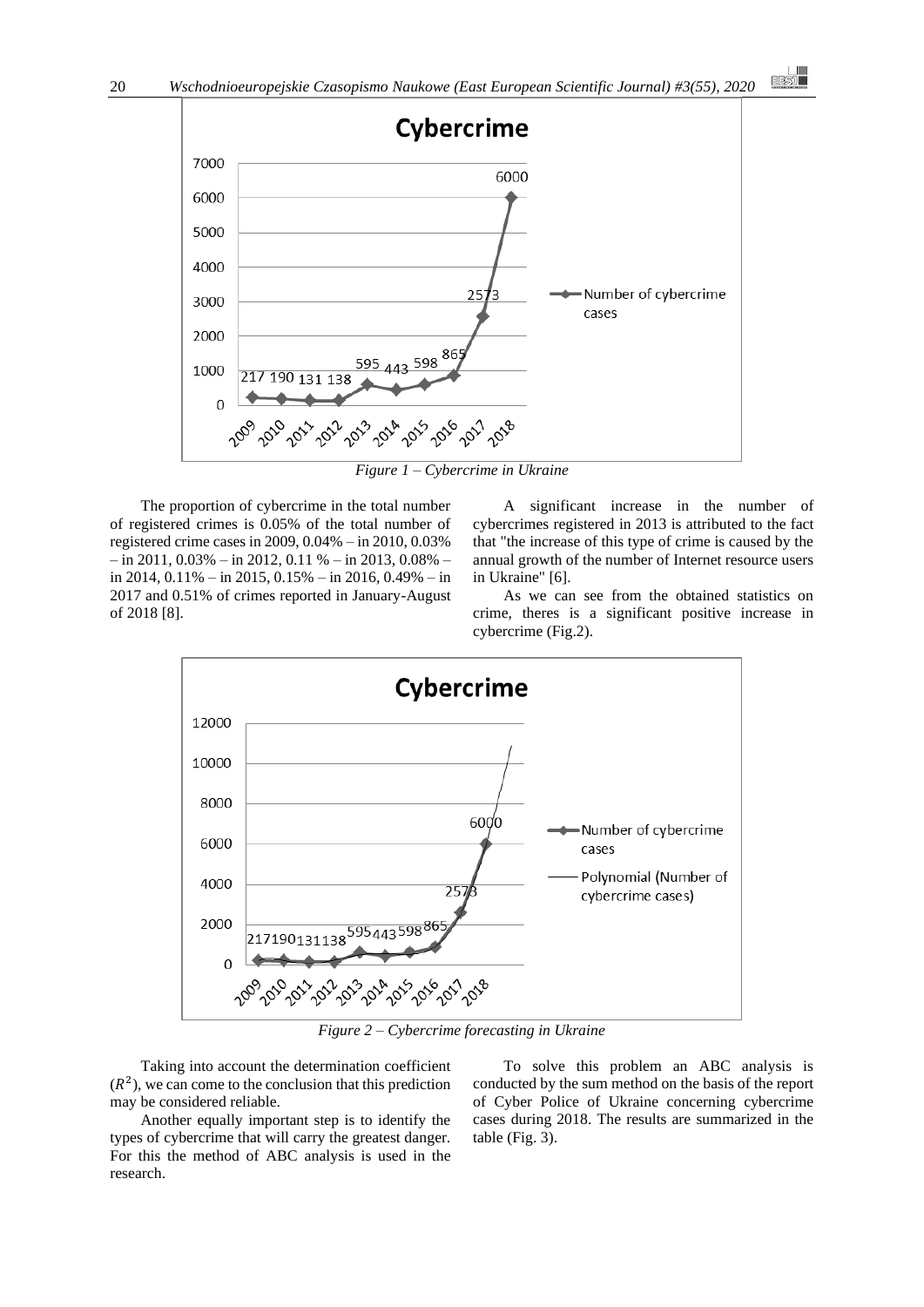*Figure 1 – Cybercrime in Ukraine*

The proportion of cybercrime in the total number of registered crimes is 0.05% of the total number of registered crime cases in 2009, 0.04% – in 2010, 0.03% – in 2011, 0.03% – in 2012, 0.11 % – in 2013, 0.08% – in 2014, 0.11% – in 2015, 0.15% – in 2016, 0.49% – in 2017 and 0.51% of crimes reported in January-August of 2018 [8].

A significant increase in the number of cybercrimes registered in 2013 is attributed to the fact that "the increase of this type of crime is caused by the annual growth of the number of Internet resource users in Ukraine" [6].

As we can see from the obtained statistics on crime, theres is a significant positive increase in cybercrime (Fig.2).

*Figure 2 – Cybercrime forecasting in Ukraine*

Taking into account the determination coefficient ($R^2$), we can come to the conclusion that this prediction may be considered reliable.

Another equally important step is to identify the types of cybercrime that will carry the greatest danger. For this the method of ABC analysis is used in the research.

To solve this problem an ABC analysis is conducted by the sum method on the basis of the report of Cyber Police of Ukraine concerning cybercrime cases during 2018. The results are summarized in the table (Fig. 3).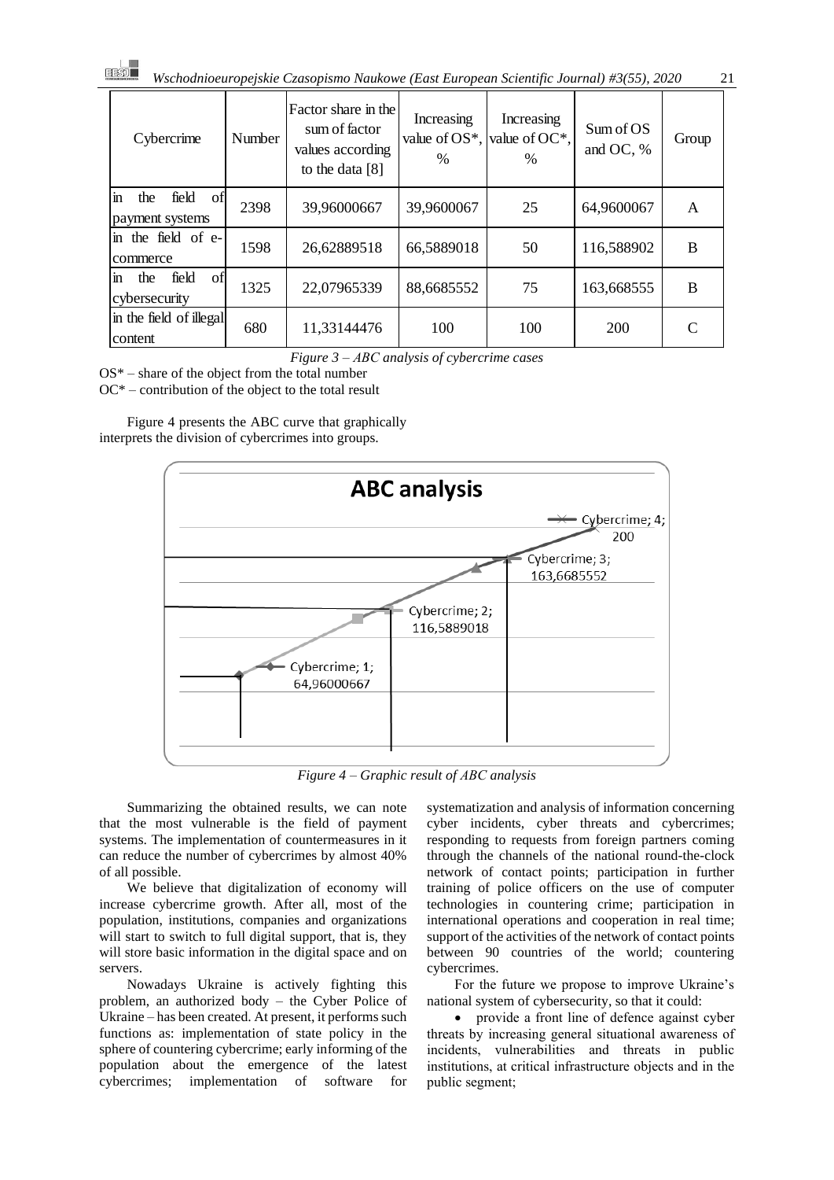| Cybercrime | Number | Factor share in the sum of factor values according to the data [8] | Increasing value of OS*, % | Increasing value of OC*, % | Sum of OS and OC, % | Group |
|---|---|---|---|---|---|---|
| in the field of payment systems | 2398 | 39,96000667 | 39,9600067 | 25 | 64,9600067 | A |
| in the field of e-commerce | 1598 | 26,62889518 | 66,5889018 | 50 | 116,588902 | B |
| in the field of cybersecurity | 1325 | 22,07965339 | 88,6685552 | 75 | 163,668555 | B |
| in the field of illegal content | 680 | 11,33144476 | 100 | 100 | 200 | C |

*Figure 3 – ABC analysis of cybercrime cases*

OS* – share of the object from the total number
OC* – contribution of the object to the total result

Figure 4 presents the ABC curve that graphically interprets the division of cybercrimes into groups.

*Figure 4 – Graphic result of ABC analysis*

Summarizing the obtained results, we can note that the most vulnerable is the field of payment systems. The implementation of countermeasures in it can reduce the number of cybercrimes by almost 40% of all possible.

We believe that digitalization of economy will increase cybercrime growth. After all, most of the population, institutions, companies and organizations will start to switch to full digital support, that is, they will store basic information in the digital space and on servers.

Nowadays Ukraine is actively fighting this problem, an authorized body – the Cyber Police of Ukraine – has been created. At present, it performs such functions as: implementation of state policy in the sphere of countering cybercrime; early informing of the population about the emergence of the latest cybercrimes; implementation of software for systematization and analysis of information concerning cyber incidents, cyber threats and cybercrimes; responding to requests from foreign partners coming through the channels of the national round-the-clock network of contact points; participation in further training of police officers on the use of computer technologies in countering crime; participation in international operations and cooperation in real time; support of the activities of the network of contact points between 90 countries of the world; countering cybercrimes.

For the future we propose to improve Ukraine's national system of cybersecurity, so that it could:

- provide a front line of defence against cyber threats by increasing general situational awareness of incidents, vulnerabilities and threats in public institutions, at critical infrastructure objects and in the public segment;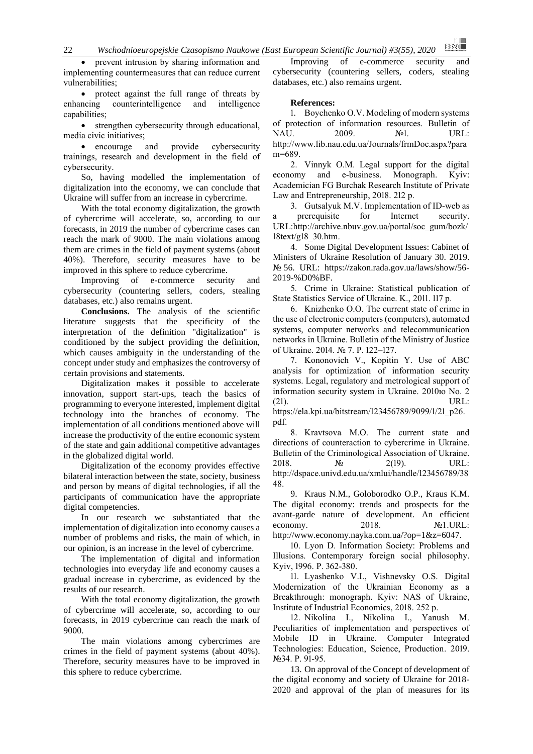- prevent intrusion by sharing information and implementing countermeasures that can reduce current vulnerabilities;
- protect against the full range of threats by enhancing counterintelligence and intelligence capabilities;
- strengthen cybersecurity through educational, media civic initiatives;
- encourage and provide cybersecurity trainings, research and development in the field of cybersecurity.

So, having modelled the implementation of digitalization into the economy, we can conclude that Ukraine will suffer from an increase in cybercrime.

With the total economy digitalization, the growth of cybercrime will accelerate, so, according to our forecasts, in 2019 the number of cybercrime cases can reach the mark of 9000. The main violations among them are crimes in the field of payment systems (about 40%). Therefore, security measures have to be improved in this sphere to reduce cybercrime.

Improving of e-commerce security and cybersecurity (countering sellers, coders, stealing databases, etc.) also remains urgent.

**Conclusions.** The analysis of the scientific literature suggests that the specificity of the interpretation of the definition "digitalization" is conditioned by the subject providing the definition, which causes ambiguity in the understanding of the concept under study and emphasizes the controversy of certain provisions and statements.

Digitalization makes it possible to accelerate innovation, support start-ups, teach the basics of programming to everyone interested, implement digital technology into the branches of economy. The implementation of all conditions mentioned above will increase the productivity of the entire economic system of the state and gain additional competitive advantages in the globalized digital world.

Digitalization of the economy provides effective bilateral interaction between the state, society, business and person by means of digital technologies, if all the participants of communication have the appropriate digital competencies.

In our research we substantiated that the implementation of digitalization into economy causes a number of problems and risks, the main of which, in our opinion, is an increase in the level of cybercrime.

The implementation of digital and information technologies into everyday life and economy causes a gradual increase in cybercrime, as evidenced by the results of our research.

With the total economy digitalization, the growth of cybercrime will accelerate, so, according to our forecasts, in 2019 cybercrime can reach the mark of 9000.

The main violations among cybercrimes are crimes in the field of payment systems (about 40%). Therefore, security measures have to be improved in this sphere to reduce cybercrime.

Improving of e-commerce security and cybersecurity (countering sellers, coders, stealing databases, etc.) also remains urgent.

**References:**

1. Boychenko O.V. Modeling of modern systems of protection of information resources. Bulletin of NAU. 2009. №1. URL: http://www.lib.nau.edu.ua/Journals/frmDoc.aspx?param=689.
2. Vinnyk O.M. Legal support for the digital economy and e-business. Monograph. Kyiv: Academician FG Burchak Research Institute of Private Law and Entrepreneurship, 2018. 212 p.
3. Gutsalyuk M.V. Implementation of ID-web as a prerequisite for Internet security. URL:http://archive.nbuv.gov.ua/portal/soc_gum/bozk/18text/g18_30.htm.
4. Some Digital Development Issues: Cabinet of Ministers of Ukraine Resolution of January 30. 2019. № 56. URL: https://zakon.rada.gov.ua/laws/show/56-2019-%D0%BF.
5. Crime in Ukraine: Statistical publication of State Statistics Service of Ukraine. K., 2011. 117 p.
6. Knizhenko O.O. The current state of crime in the use of electronic computers (computers), automated systems, computer networks and telecommunication networks in Ukraine. Bulletin of the Ministry of Justice of Ukraine. 2014. № 7. P. 122–127.
7. Kononovich V., Kopitin Y. Use of ABC analysis for optimization of information security systems. Legal, regulatory and metrological support of information security system in Ukraine. 2010ю No. 2 (21). URL: https://ela.kpi.ua/bitstream/123456789/9099/1/21_p26.pdf.
8. Kravtsova M.O. The current state and directions of counteraction to cybercrime in Ukraine. Bulletin of the Criminological Association of Ukraine. 2018. № 2(19). URL: http://dspace.univd.edu.ua/xmlui/handle/123456789/3848.
9. Kraus N.M., Goloborodko O.P., Kraus K.M. The digital economy: trends and prospects for the avant-garde nature of development. An efficient economy. 2018. №1.URL: http://www.economy.nayka.com.ua/?op=1&z=6047.
10. Lyon D. Information Society: Problems and Illusions. Contemporary foreign social philosophy. Kyiv, 1996. P. 362-380.
11. Lyashenko V.I., Vishnevsky O.S. Digital Modernization of the Ukrainian Economy as a Breakthrough: monograph. Kyiv: NAS of Ukraine, Institute of Industrial Economics, 2018. 252 p.
12. Nikolina I., Nikolina I., Yanush M. Peculiarities of implementation and perspectives of Mobile ID in Ukraine. Computer Integrated Technologies: Education, Science, Production. 2019. №34. P. 91-95.
13. On approval of the Concept of development of the digital economy and society of Ukraine for 2018-2020 and approval of the plan of measures for its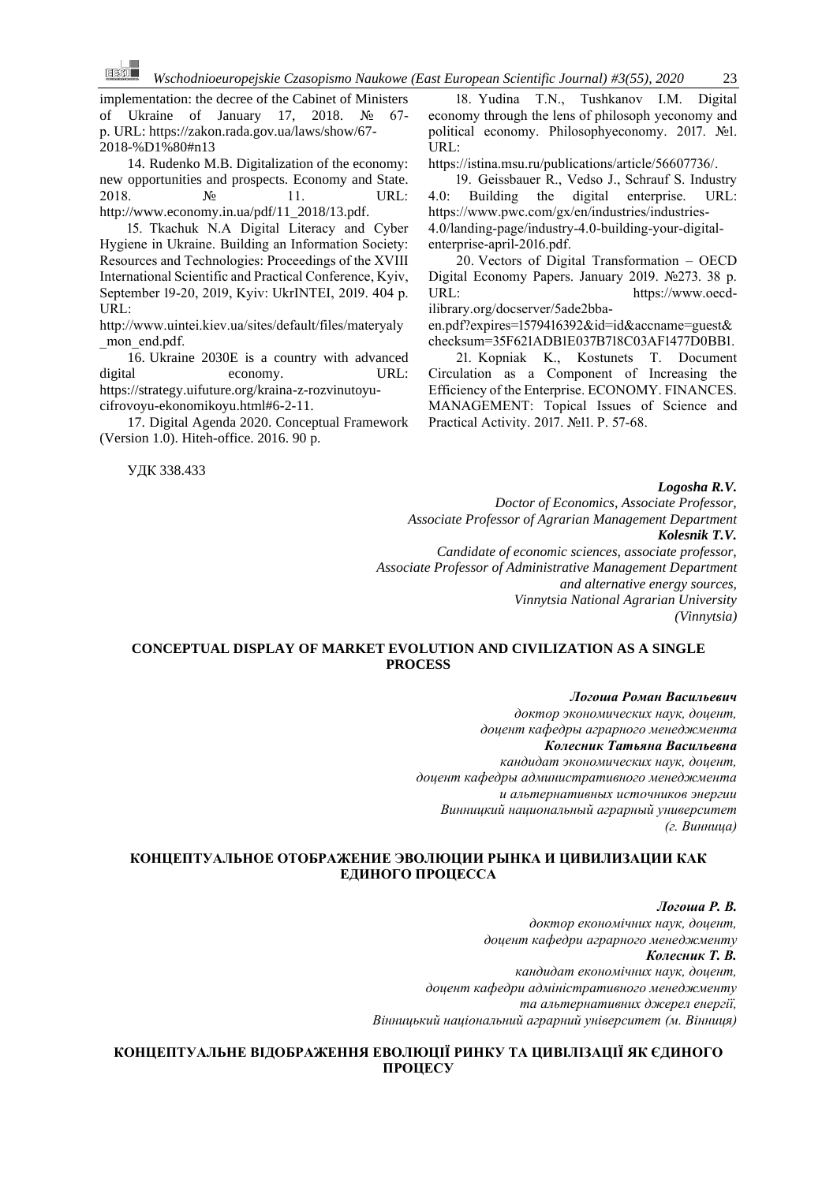implementation: the decree of the Cabinet of Ministers of Ukraine of January 17, 2018. № 67-p. URL: https://zakon.rada.gov.ua/laws/show/67-2018-%D1%80#n13

14. Rudenko M.B. Digitalization of the economy: new opportunities and prospects. Economy and State. 2018. № 11. URL: http://www.economy.in.ua/pdf/11_2018/13.pdf.

15. Tkachuk N.A Digital Literacy and Cyber Hygiene in Ukraine. Building an Information Society: Resources and Technologies: Proceedings of the XVIII International Scientific and Practical Conference, Kyiv, September 19-20, 2019, Kyiv: UkrINTEI, 2019. 404 p. URL: http://www.uintei.kiev.ua/sites/default/files/materyaly_mon_end.pdf.

16. Ukraine 2030E is a country with advanced digital economy. URL: https://strategy.uifuture.org/kraina-z-rozvinutoyu-cifrovoyu-ekonomikoyu.html#6-2-11.

17. Digital Agenda 2020. Conceptual Framework (Version 1.0). Hiteh-office. 2016. 90 p.

18. Yudina T.N., Tushkanov I.M. Digital economy through the lens of philosoph yeconomy and political economy. Philosophyeconomy. 2017. №1. URL: https://istina.msu.ru/publications/article/56607736/.

19. Geissbauer R., Vedso J., Schrauf S. Industry 4.0: Building the digital enterprise. URL: https://www.pwc.com/gx/en/industries/industries-4.0/landing-page/industry-4.0-building-your-digital-enterprise-april-2016.pdf.

20. Vectors of Digital Transformation – OECD Digital Economy Papers. January 2019. №273. 38 p. URL: https://www.oecd-ilibrary.org/docserver/5ade2bba-en.pdf?expires=1579416392&id=id&accname=guest&checksum=35F621ADB1E037B718C03AF1477D0BB1.

21. Kopniak K., Kostunets T. Document Circulation as a Component of Increasing the Efficiency of the Enterprise. ECONOMY. FINANCES. MANAGEMENT: Topical Issues of Science and Practical Activity. 2017. №11. P. 57-68.

УДК 338.433

***Logosha R.V.***
*Doctor of Economics, Associate Professor,*
*Associate Professor of Agrarian Management Department*
***Kolesnik T.V.***
*Candidate of economic sciences, associate professor,*
*Associate Professor of Administrative Management Department*
*and alternative energy sources,*
*Vinnytsia National Agrarian University*
*(Vinnytsia)*

## CONCEPTUAL DISPLAY OF MARKET EVOLUTION AND CIVILIZATION AS A SINGLE PROCESS

***Логоша Роман Васильевич***
*доктор экономических наук, доцент,*
*доцент кафедры аграрного менеджмента*
***Колесник Татьяна Васильевна***
*кандидат экономических наук, доцент,*
*доцент кафедры административного менеджмента*
*и альтернативных источников энергии*
*Винницкий национальный аграрный университет*
*(г. Винница)*

## КОНЦЕПТУАЛЬНОЕ ОТОБРАЖЕНИЕ ЭВОЛЮЦИИ РЫНКА И ЦИВИЛИЗАЦИИ КАК ЕДИНОГО ПРОЦЕССА

***Логоша Р. В.***
*доктор економічних наук, доцент,*
*доцент кафедри аграрного менеджменту*
***Колесник Т. В.***
*кандидат економічних наук, доцент,*
*доцент кафедри адміністративного менеджменту*
*та альтернативних джерел енергії,*
*Вінницький національний аграрний університет (м. Вінниця)*

## КОНЦЕПТУАЛЬНЕ ВІДОБРАЖЕННЯ ЕВОЛЮЦІЇ РИНКУ ТА ЦИВІЛІЗАЦІЇ ЯК ЄДИНОГО ПРОЦЕСУ